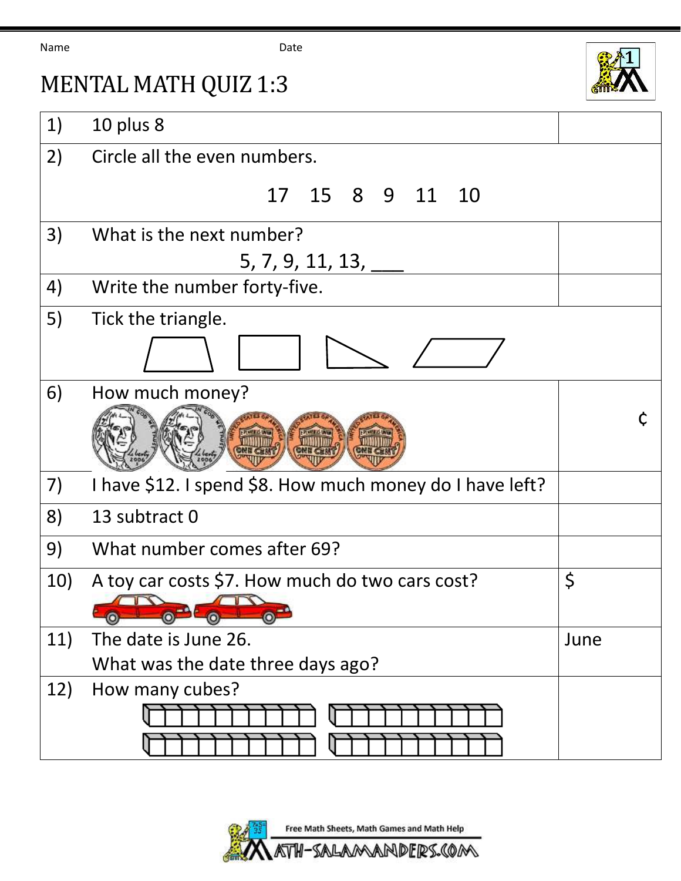Name Date

# MENTAL MATH QUIZ 1:3

| | | |
|---|---|---|
| 1) | 10 plus 8 | |
| 2) | Circle all the even numbers. <br> 17 15 8 9 11 10 | |
| 3) | What is the next number? <br> 5, 7, 9, 11, 13, ___ | |
| 4) | Write the number forty-five. | |
| 5) | Tick the triangle. | |
| 6) | How much money? | ¢ |
| 7) | I have $12. I spend $8. How much money do I have left? | |
| 8) | 13 subtract 0 | |
| 9) | What number comes after 69? | |
| 10) | A toy car costs $7. How much do two cars cost? | $ |
| 11) | The date is June 26. <br> What was the date three days ago? | June |
| 12) | How many cubes? | |

Free Math Sheets, Math Games and Math Help

MATH-SALAMANDERS.COM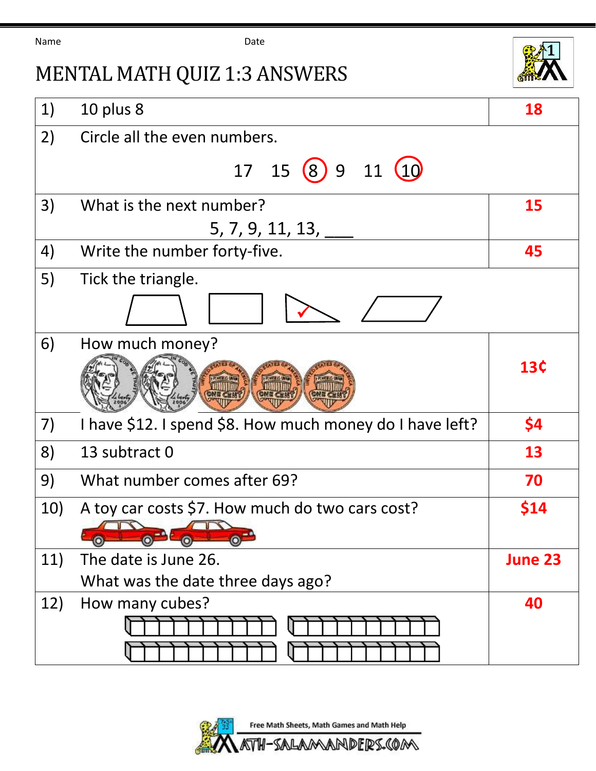Name Date

# MENTAL MATH QUIZ 1:3 ANSWERS

| | | |
|---|---|---|
| 1) | 10 plus 8 | **18** |
| 2) | Circle all the even numbers.<br>17 15 (8) 9 11 (10) | |
| 3) | What is the next number?<br>5, 7, 9, 11, 13, ___ | **15** |
| 4) | Write the number forty-five. | **45** |
| 5) | Tick the triangle. | |
| 6) | How much money? | **13¢** |
| 7) | I have $12. I spend $8. How much money do I have left? | **$4** |
| 8) | 13 subtract 0 | **13** |
| 9) | What number comes after 69? | **70** |
| 10) | A toy car costs $7. How much do two cars cost? | **$14** |
| 11) | The date is June 26.<br>What was the date three days ago? | **June 23** |
| 12) | How many cubes? | **40** |

Free Math Sheets, Math Games and Math Help
MATH-SALAMANDERS.COM